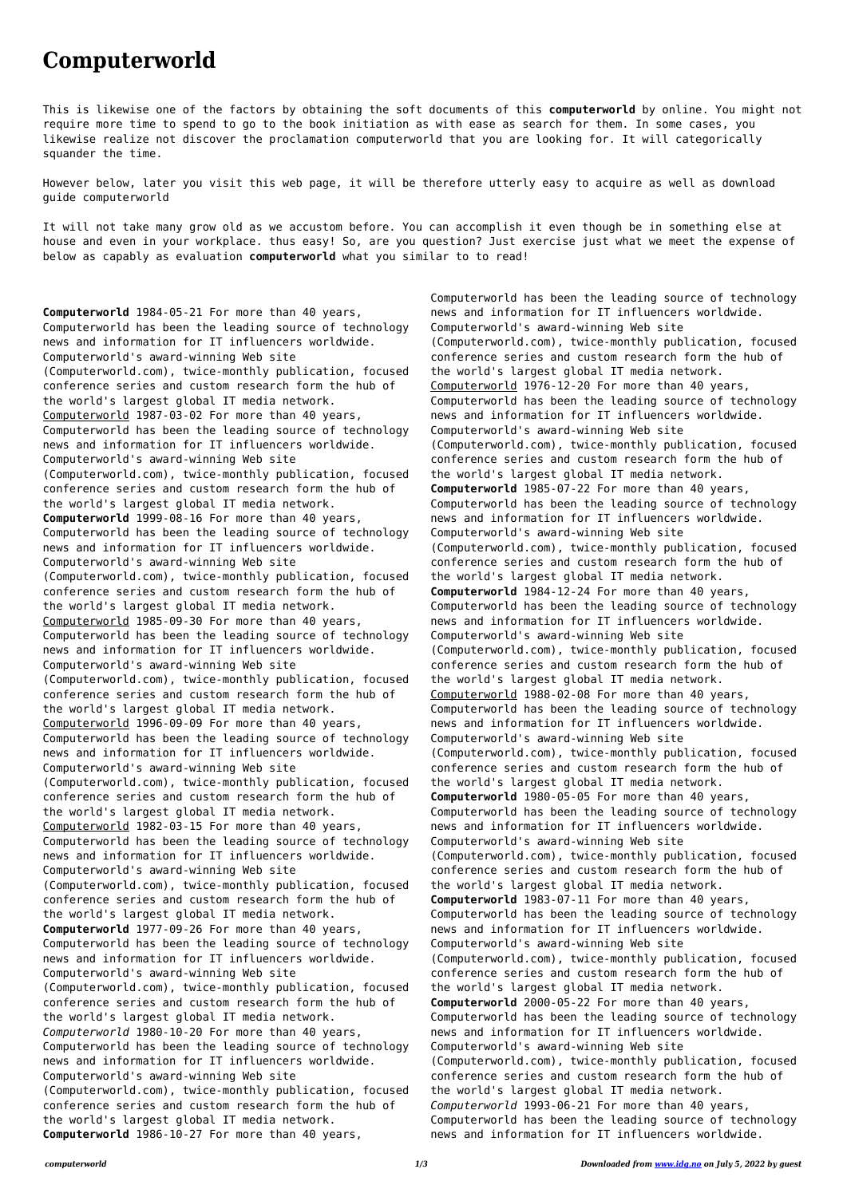# Computerworld

This is likewise one of the factors by obtaining the soft documents of this **computerworld** by online. You might not require more time to spend to go to the book initiation as with ease as search for them. In some cases, you likewise realize not discover the proclamation computerworld that you are looking for. It will categorically squander the time.

However below, later you visit this web page, it will be therefore utterly easy to acquire as well as download guide computerworld

It will not take many grow old as we accustom before. You can accomplish it even though be in something else at house and even in your workplace. thus easy! So, are you question? Just exercise just what we meet the expense of below as capably as evaluation **computerworld** what you similar to to read!

**Computerworld** 1984-05-21 For more than 40 years, Computerworld has been the leading source of technology news and information for IT influencers worldwide. Computerworld's award-winning Web site (Computerworld.com), twice-monthly publication, focused conference series and custom research form the hub of the world's largest global IT media network.

Computerworld 1987-03-02 For more than 40 years, Computerworld has been the leading source of technology news and information for IT influencers worldwide. Computerworld's award-winning Web site (Computerworld.com), twice-monthly publication, focused conference series and custom research form the hub of the world's largest global IT media network.

**Computerworld** 1999-08-16 For more than 40 years, Computerworld has been the leading source of technology news and information for IT influencers worldwide. Computerworld's award-winning Web site (Computerworld.com), twice-monthly publication, focused conference series and custom research form the hub of the world's largest global IT media network.

Computerworld 1985-09-30 For more than 40 years, Computerworld has been the leading source of technology news and information for IT influencers worldwide. Computerworld's award-winning Web site (Computerworld.com), twice-monthly publication, focused conference series and custom research form the hub of the world's largest global IT media network.

Computerworld 1996-09-09 For more than 40 years, Computerworld has been the leading source of technology news and information for IT influencers worldwide. Computerworld's award-winning Web site (Computerworld.com), twice-monthly publication, focused conference series and custom research form the hub of the world's largest global IT media network.

Computerworld 1982-03-15 For more than 40 years, Computerworld has been the leading source of technology news and information for IT influencers worldwide. Computerworld's award-winning Web site (Computerworld.com), twice-monthly publication, focused conference series and custom research form the hub of the world's largest global IT media network.

**Computerworld** 1977-09-26 For more than 40 years, Computerworld has been the leading source of technology news and information for IT influencers worldwide. Computerworld's award-winning Web site (Computerworld.com), twice-monthly publication, focused conference series and custom research form the hub of the world's largest global IT media network.

*Computerworld* 1980-10-20 For more than 40 years, Computerworld has been the leading source of technology news and information for IT influencers worldwide. Computerworld's award-winning Web site (Computerworld.com), twice-monthly publication, focused conference series and custom research form the hub of the world's largest global IT media network.

**Computerworld** 1986-10-27 For more than 40 years, Computerworld has been the leading source of technology news and information for IT influencers worldwide. Computerworld's award-winning Web site (Computerworld.com), twice-monthly publication, focused conference series and custom research form the hub of the world's largest global IT media network.

Computerworld 1976-12-20 For more than 40 years, Computerworld has been the leading source of technology news and information for IT influencers worldwide. Computerworld's award-winning Web site (Computerworld.com), twice-monthly publication, focused conference series and custom research form the hub of the world's largest global IT media network.

**Computerworld** 1985-07-22 For more than 40 years, Computerworld has been the leading source of technology news and information for IT influencers worldwide. Computerworld's award-winning Web site (Computerworld.com), twice-monthly publication, focused conference series and custom research form the hub of the world's largest global IT media network.

**Computerworld** 1984-12-24 For more than 40 years, Computerworld has been the leading source of technology news and information for IT influencers worldwide. Computerworld's award-winning Web site (Computerworld.com), twice-monthly publication, focused conference series and custom research form the hub of the world's largest global IT media network.

Computerworld 1988-02-08 For more than 40 years, Computerworld has been the leading source of technology news and information for IT influencers worldwide. Computerworld's award-winning Web site (Computerworld.com), twice-monthly publication, focused conference series and custom research form the hub of the world's largest global IT media network.

**Computerworld** 1980-05-05 For more than 40 years, Computerworld has been the leading source of technology news and information for IT influencers worldwide. Computerworld's award-winning Web site (Computerworld.com), twice-monthly publication, focused conference series and custom research form the hub of the world's largest global IT media network.

**Computerworld** 1983-07-11 For more than 40 years, Computerworld has been the leading source of technology news and information for IT influencers worldwide. Computerworld's award-winning Web site (Computerworld.com), twice-monthly publication, focused conference series and custom research form the hub of the world's largest global IT media network.

**Computerworld** 2000-05-22 For more than 40 years, Computerworld has been the leading source of technology news and information for IT influencers worldwide. Computerworld's award-winning Web site (Computerworld.com), twice-monthly publication, focused conference series and custom research form the hub of the world's largest global IT media network.

*Computerworld* 1993-06-21 For more than 40 years, Computerworld has been the leading source of technology news and information for IT influencers worldwide.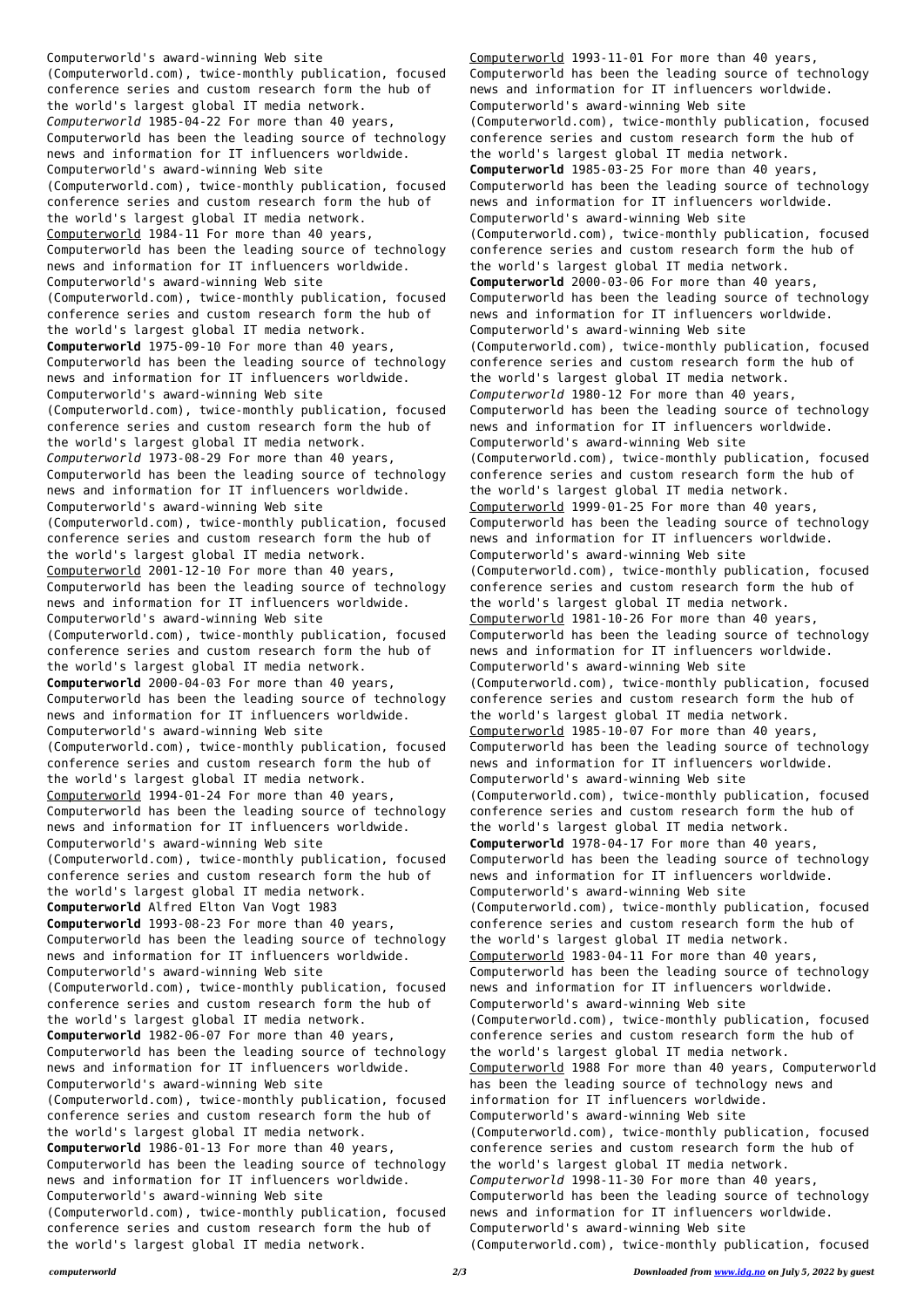Computerworld's award-winning Web site (Computerworld.com), twice-monthly publication, focused conference series and custom research form the hub of the world's largest global IT media network.

*Computerworld* 1985-04-22 For more than 40 years, Computerworld has been the leading source of technology news and information for IT influencers worldwide. Computerworld's award-winning Web site (Computerworld.com), twice-monthly publication, focused conference series and custom research form the hub of the world's largest global IT media network.

Computerworld 1984-11 For more than 40 years, Computerworld has been the leading source of technology news and information for IT influencers worldwide. Computerworld's award-winning Web site (Computerworld.com), twice-monthly publication, focused conference series and custom research form the hub of the world's largest global IT media network.

**Computerworld** 1975-09-10 For more than 40 years, Computerworld has been the leading source of technology news and information for IT influencers worldwide. Computerworld's award-winning Web site (Computerworld.com), twice-monthly publication, focused conference series and custom research form the hub of the world's largest global IT media network.

*Computerworld* 1973-08-29 For more than 40 years, Computerworld has been the leading source of technology news and information for IT influencers worldwide. Computerworld's award-winning Web site (Computerworld.com), twice-monthly publication, focused conference series and custom research form the hub of the world's largest global IT media network.

Computerworld 2001-12-10 For more than 40 years, Computerworld has been the leading source of technology news and information for IT influencers worldwide. Computerworld's award-winning Web site (Computerworld.com), twice-monthly publication, focused conference series and custom research form the hub of the world's largest global IT media network.

**Computerworld** 2000-04-03 For more than 40 years, Computerworld has been the leading source of technology news and information for IT influencers worldwide. Computerworld's award-winning Web site (Computerworld.com), twice-monthly publication, focused conference series and custom research form the hub of the world's largest global IT media network.

Computerworld 1994-01-24 For more than 40 years, Computerworld has been the leading source of technology news and information for IT influencers worldwide. Computerworld's award-winning Web site (Computerworld.com), twice-monthly publication, focused conference series and custom research form the hub of the world's largest global IT media network.

**Computerworld** Alfred Elton Van Vogt 1983

**Computerworld** 1993-08-23 For more than 40 years, Computerworld has been the leading source of technology news and information for IT influencers worldwide. Computerworld's award-winning Web site (Computerworld.com), twice-monthly publication, focused conference series and custom research form the hub of the world's largest global IT media network.

**Computerworld** 1982-06-07 For more than 40 years, Computerworld has been the leading source of technology news and information for IT influencers worldwide. Computerworld's award-winning Web site (Computerworld.com), twice-monthly publication, focused conference series and custom research form the hub of the world's largest global IT media network.

**Computerworld** 1986-01-13 For more than 40 years, Computerworld has been the leading source of technology news and information for IT influencers worldwide. Computerworld's award-winning Web site (Computerworld.com), twice-monthly publication, focused conference series and custom research form the hub of the world's largest global IT media network.

Computerworld 1993-11-01 For more than 40 years, Computerworld has been the leading source of technology news and information for IT influencers worldwide. Computerworld's award-winning Web site (Computerworld.com), twice-monthly publication, focused conference series and custom research form the hub of the world's largest global IT media network.

**Computerworld** 1985-03-25 For more than 40 years, Computerworld has been the leading source of technology news and information for IT influencers worldwide. Computerworld's award-winning Web site (Computerworld.com), twice-monthly publication, focused conference series and custom research form the hub of the world's largest global IT media network.

**Computerworld** 2000-03-06 For more than 40 years, Computerworld has been the leading source of technology news and information for IT influencers worldwide. Computerworld's award-winning Web site (Computerworld.com), twice-monthly publication, focused conference series and custom research form the hub of the world's largest global IT media network.

*Computerworld* 1980-12 For more than 40 years, Computerworld has been the leading source of technology news and information for IT influencers worldwide. Computerworld's award-winning Web site (Computerworld.com), twice-monthly publication, focused conference series and custom research form the hub of the world's largest global IT media network.

Computerworld 1999-01-25 For more than 40 years, Computerworld has been the leading source of technology news and information for IT influencers worldwide. Computerworld's award-winning Web site (Computerworld.com), twice-monthly publication, focused conference series and custom research form the hub of the world's largest global IT media network.

Computerworld 1981-10-26 For more than 40 years, Computerworld has been the leading source of technology news and information for IT influencers worldwide. Computerworld's award-winning Web site (Computerworld.com), twice-monthly publication, focused conference series and custom research form the hub of the world's largest global IT media network.

Computerworld 1985-10-07 For more than 40 years, Computerworld has been the leading source of technology news and information for IT influencers worldwide. Computerworld's award-winning Web site (Computerworld.com), twice-monthly publication, focused conference series and custom research form the hub of the world's largest global IT media network.

**Computerworld** 1978-04-17 For more than 40 years, Computerworld has been the leading source of technology news and information for IT influencers worldwide. Computerworld's award-winning Web site (Computerworld.com), twice-monthly publication, focused conference series and custom research form the hub of the world's largest global IT media network.

Computerworld 1983-04-11 For more than 40 years, Computerworld has been the leading source of technology news and information for IT influencers worldwide. Computerworld's award-winning Web site (Computerworld.com), twice-monthly publication, focused conference series and custom research form the hub of the world's largest global IT media network.

Computerworld 1988 For more than 40 years, Computerworld has been the leading source of technology news and information for IT influencers worldwide. Computerworld's award-winning Web site (Computerworld.com), twice-monthly publication, focused conference series and custom research form the hub of the world's largest global IT media network.

*Computerworld* 1998-11-30 For more than 40 years, Computerworld has been the leading source of technology news and information for IT influencers worldwide. Computerworld's award-winning Web site (Computerworld.com), twice-monthly publication, focused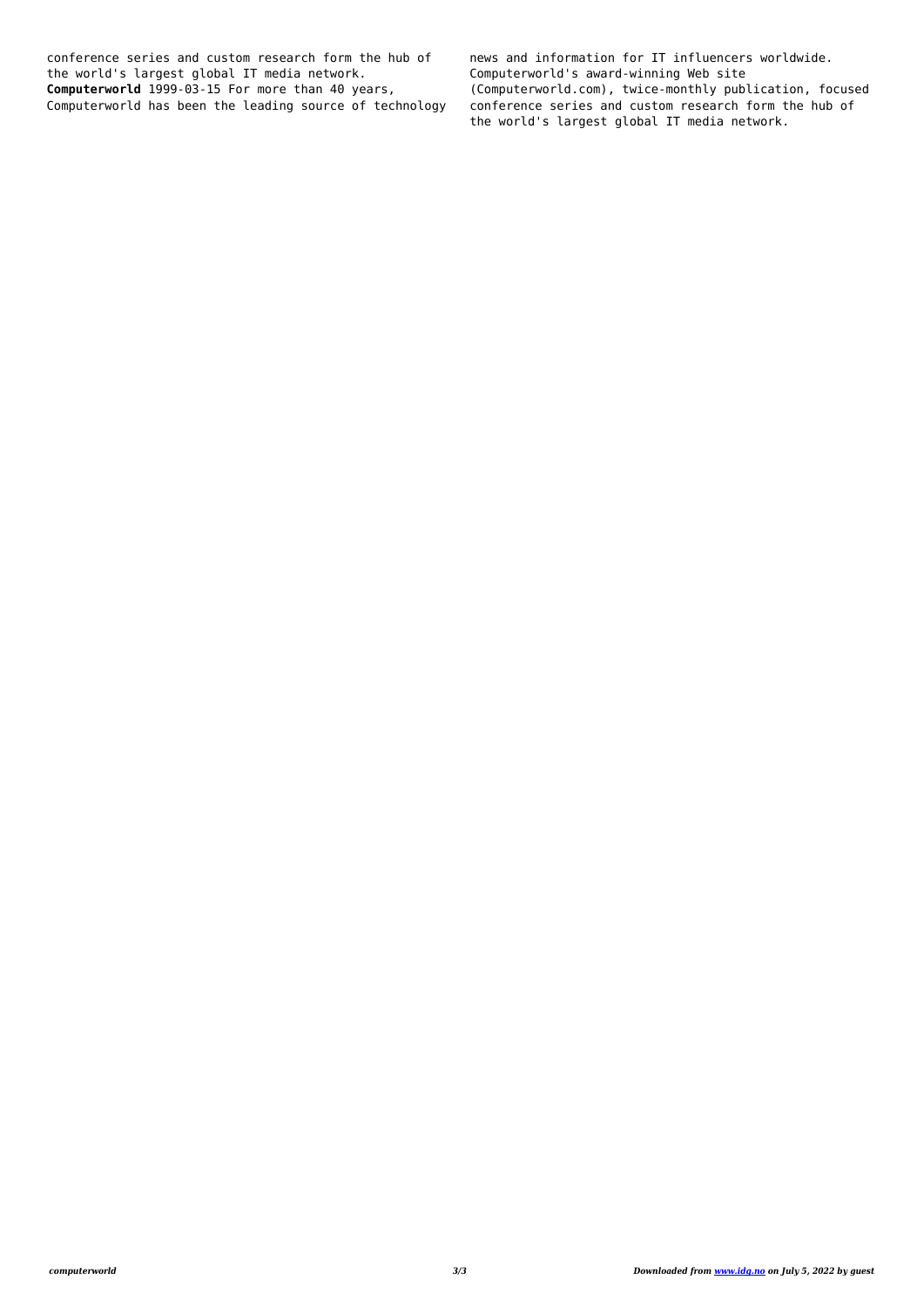conference series and custom research form the hub of the world's largest global IT media network.

**Computerworld** 1999-03-15 For more than 40 years, Computerworld has been the leading source of technology news and information for IT influencers worldwide. Computerworld's award-winning Web site (Computerworld.com), twice-monthly publication, focused conference series and custom research form the hub of the world's largest global IT media network.